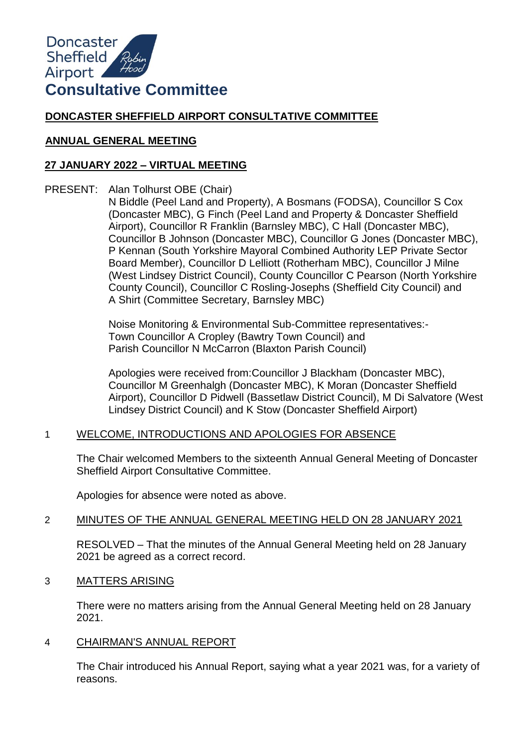Doncaster Sheffield Airport Robin Hood

# Consultative Committee

## DONCASTER SHEFFIELD AIRPORT CONSULTATIVE COMMITTEE

## ANNUAL GENERAL MEETING

## 27 JANUARY 2022 – VIRTUAL MEETING

PRESENT: Alan Tolhurst OBE (Chair)
N Biddle (Peel Land and Property), A Bosmans (FODSA), Councillor S Cox (Doncaster MBC), G Finch (Peel Land and Property & Doncaster Sheffield Airport), Councillor R Franklin (Barnsley MBC), C Hall (Doncaster MBC), Councillor B Johnson (Doncaster MBC), Councillor G Jones (Doncaster MBC), P Kennan (South Yorkshire Mayoral Combined Authority LEP Private Sector Board Member), Councillor D Lelliott (Rotherham MBC), Councillor J Milne (West Lindsey District Council), County Councillor C Pearson (North Yorkshire County Council), Councillor C Rosling-Josephs (Sheffield City Council) and A Shirt (Committee Secretary, Barnsley MBC)

Noise Monitoring & Environmental Sub-Committee representatives:-
Town Councillor A Cropley (Bawtry Town Council) and
Parish Councillor N McCarron (Blaxton Parish Council)

Apologies were received from:Councillor J Blackham (Doncaster MBC), Councillor M Greenhalgh (Doncaster MBC), K Moran (Doncaster Sheffield Airport), Councillor D Pidwell (Bassetlaw District Council), M Di Salvatore (West Lindsey District Council) and K Stow (Doncaster Sheffield Airport)

1 WELCOME, INTRODUCTIONS AND APOLOGIES FOR ABSENCE

The Chair welcomed Members to the sixteenth Annual General Meeting of Doncaster Sheffield Airport Consultative Committee.

Apologies for absence were noted as above.

2 MINUTES OF THE ANNUAL GENERAL MEETING HELD ON 28 JANUARY 2021

RESOLVED – That the minutes of the Annual General Meeting held on 28 January 2021 be agreed as a correct record.

3 MATTERS ARISING

There were no matters arising from the Annual General Meeting held on 28 January 2021.

4 CHAIRMAN'S ANNUAL REPORT

The Chair introduced his Annual Report, saying what a year 2021 was, for a variety of reasons.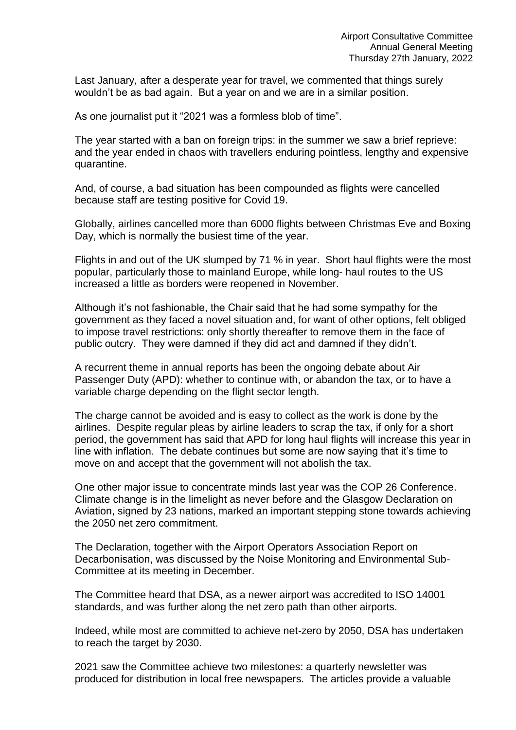Airport Consultative Committee
Annual General Meeting
Thursday 27th January, 2022

Last January, after a desperate year for travel, we commented that things surely wouldn't be as bad again. But a year on and we are in a similar position.

As one journalist put it "2021 was a formless blob of time".

The year started with a ban on foreign trips: in the summer we saw a brief reprieve: and the year ended in chaos with travellers enduring pointless, lengthy and expensive quarantine.

And, of course, a bad situation has been compounded as flights were cancelled because staff are testing positive for Covid 19.

Globally, airlines cancelled more than 6000 flights between Christmas Eve and Boxing Day, which is normally the busiest time of the year.

Flights in and out of the UK slumped by 71 % in year. Short haul flights were the most popular, particularly those to mainland Europe, while long- haul routes to the US increased a little as borders were reopened in November.

Although it's not fashionable, the Chair said that he had some sympathy for the government as they faced a novel situation and, for want of other options, felt obliged to impose travel restrictions: only shortly thereafter to remove them in the face of public outcry. They were damned if they did act and damned if they didn't.

A recurrent theme in annual reports has been the ongoing debate about Air Passenger Duty (APD): whether to continue with, or abandon the tax, or to have a variable charge depending on the flight sector length.

The charge cannot be avoided and is easy to collect as the work is done by the airlines. Despite regular pleas by airline leaders to scrap the tax, if only for a short period, the government has said that APD for long haul flights will increase this year in line with inflation. The debate continues but some are now saying that it's time to move on and accept that the government will not abolish the tax.

One other major issue to concentrate minds last year was the COP 26 Conference. Climate change is in the limelight as never before and the Glasgow Declaration on Aviation, signed by 23 nations, marked an important stepping stone towards achieving the 2050 net zero commitment.

The Declaration, together with the Airport Operators Association Report on Decarbonisation, was discussed by the Noise Monitoring and Environmental Sub-Committee at its meeting in December.

The Committee heard that DSA, as a newer airport was accredited to ISO 14001 standards, and was further along the net zero path than other airports.

Indeed, while most are committed to achieve net-zero by 2050, DSA has undertaken to reach the target by 2030.

2021 saw the Committee achieve two milestones: a quarterly newsletter was produced for distribution in local free newspapers. The articles provide a valuable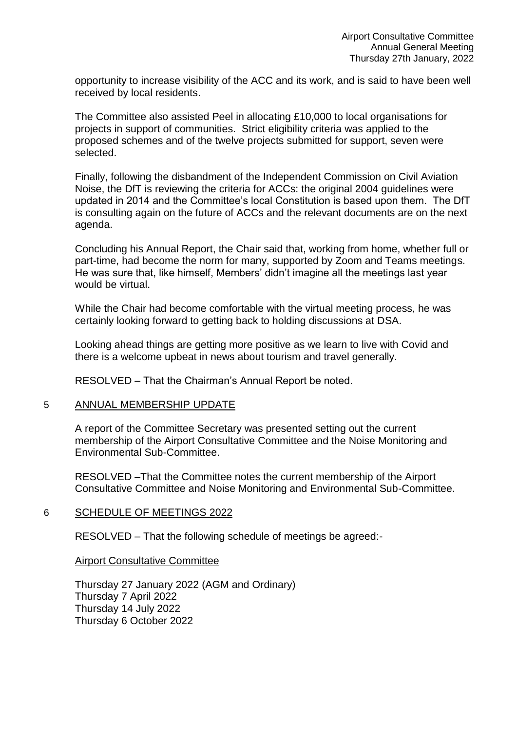opportunity to increase visibility of the ACC and its work, and is said to have been well received by local residents.

The Committee also assisted Peel in allocating £10,000 to local organisations for projects in support of communities. Strict eligibility criteria was applied to the proposed schemes and of the twelve projects submitted for support, seven were selected.

Finally, following the disbandment of the Independent Commission on Civil Aviation Noise, the DfT is reviewing the criteria for ACCs: the original 2004 guidelines were updated in 2014 and the Committee's local Constitution is based upon them. The DfT is consulting again on the future of ACCs and the relevant documents are on the next agenda.

Concluding his Annual Report, the Chair said that, working from home, whether full or part-time, had become the norm for many, supported by Zoom and Teams meetings. He was sure that, like himself, Members' didn't imagine all the meetings last year would be virtual.

While the Chair had become comfortable with the virtual meeting process, he was certainly looking forward to getting back to holding discussions at DSA.

Looking ahead things are getting more positive as we learn to live with Covid and there is a welcome upbeat in news about tourism and travel generally.

RESOLVED – That the Chairman's Annual Report be noted.

## 5 ANNUAL MEMBERSHIP UPDATE

A report of the Committee Secretary was presented setting out the current membership of the Airport Consultative Committee and the Noise Monitoring and Environmental Sub-Committee.

RESOLVED –That the Committee notes the current membership of the Airport Consultative Committee and Noise Monitoring and Environmental Sub-Committee.

## 6 SCHEDULE OF MEETINGS 2022

RESOLVED – That the following schedule of meetings be agreed:-

Airport Consultative Committee

Thursday 27 January 2022 (AGM and Ordinary)
Thursday 7 April 2022
Thursday 14 July 2022
Thursday 6 October 2022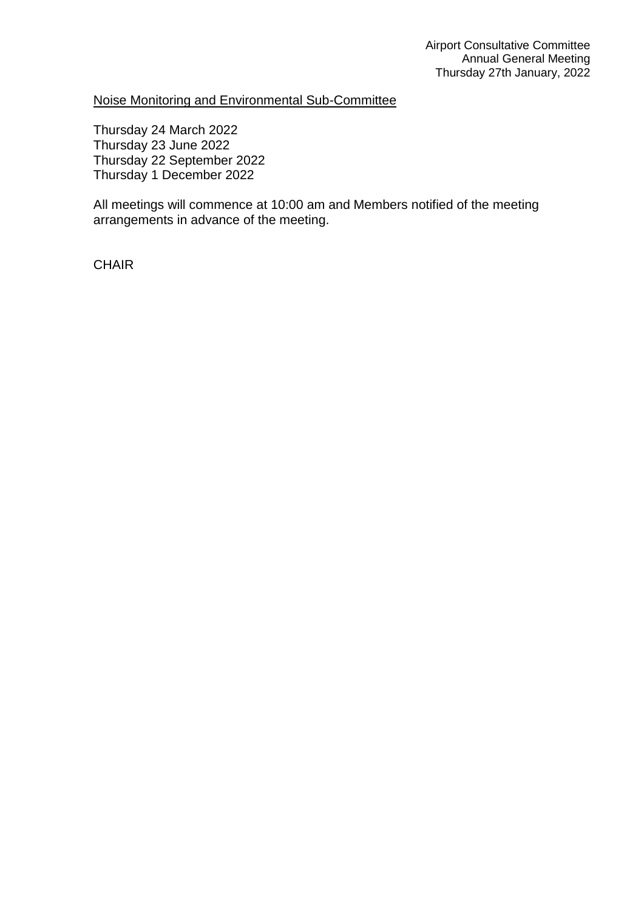<u>Noise Monitoring and Environmental Sub-Committee</u>

Thursday 24 March 2022
Thursday 23 June 2022
Thursday 22 September 2022
Thursday 1 December 2022

All meetings will commence at 10:00 am and Members notified of the meeting arrangements in advance of the meeting.

CHAIR